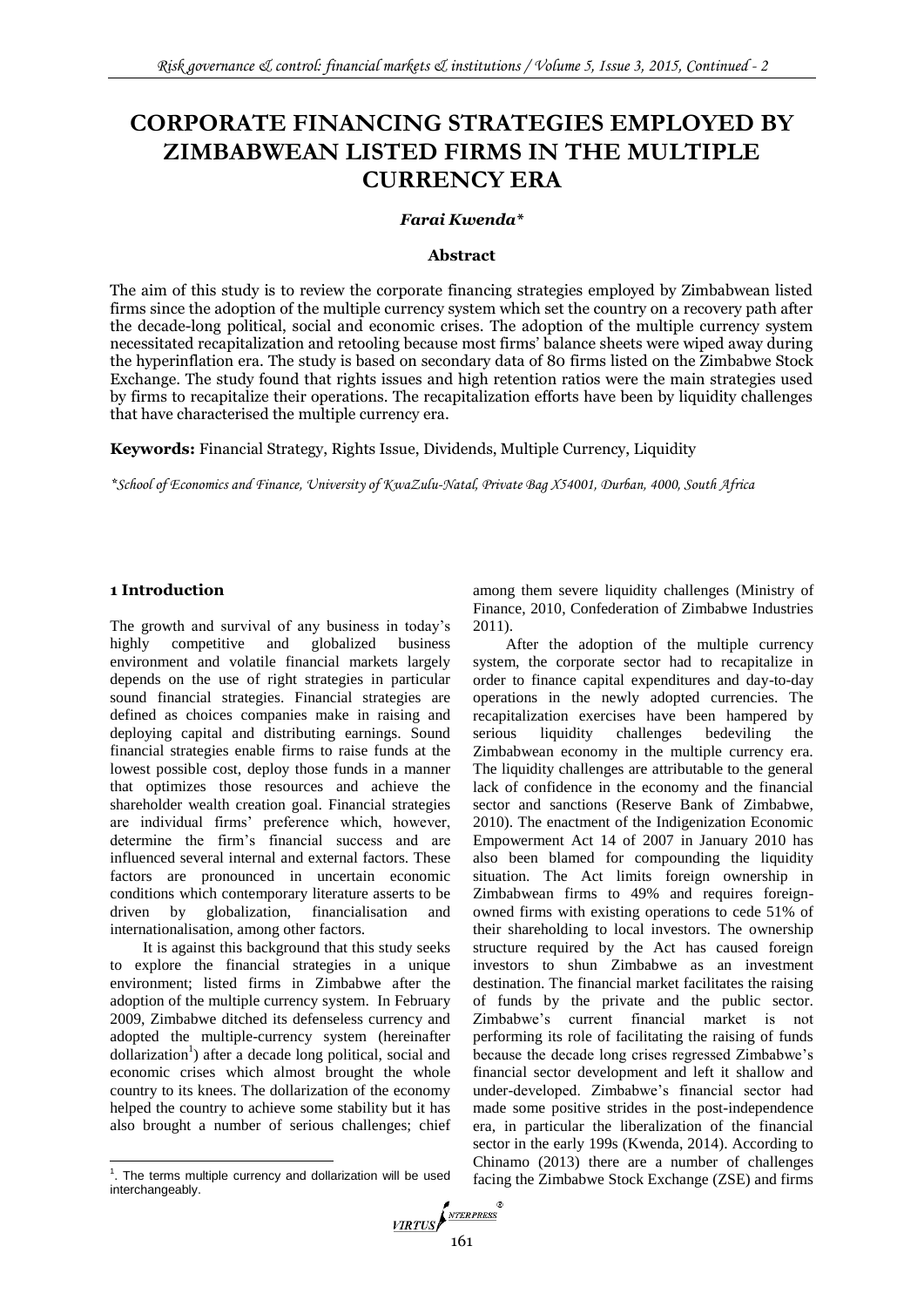# CORPORATE FINANCING STRATEGIES EMPLOYED BY ZIMBABWEAN LISTED FIRMS IN THE MULTIPLE CURRENCY ERA

***Farai Kwenda****

**Abstract**

The aim of this study is to review the corporate financing strategies employed by Zimbabwean listed firms since the adoption of the multiple currency system which set the country on a recovery path after the decade-long political, social and economic crises. The adoption of the multiple currency system necessitated recapitalization and retooling because most firms' balance sheets were wiped away during the hyperinflation era. The study is based on secondary data of 80 firms listed on the Zimbabwe Stock Exchange. The study found that rights issues and high retention ratios were the main strategies used by firms to recapitalize their operations. The recapitalization efforts have been by liquidity challenges that have characterised the multiple currency era.

**Keywords:** Financial Strategy, Rights Issue, Dividends, Multiple Currency, Liquidity

*\*School of Economics and Finance, University of KwaZulu-Natal, Private Bag X54001, Durban, 4000, South Africa*

## 1 Introduction

The growth and survival of any business in today's highly competitive and globalized business environment and volatile financial markets largely depends on the use of right strategies in particular sound financial strategies. Financial strategies are defined as choices companies make in raising and deploying capital and distributing earnings. Sound financial strategies enable firms to raise funds at the lowest possible cost, deploy those funds in a manner that optimizes those resources and achieve the shareholder wealth creation goal. Financial strategies are individual firms' preference which, however, determine the firm's financial success and are influenced several internal and external factors. These factors are pronounced in uncertain economic conditions which contemporary literature asserts to be driven by globalization, financialisation and internationalisation, among other factors.

It is against this background that this study seeks to explore the financial strategies in a unique environment; listed firms in Zimbabwe after the adoption of the multiple currency system. In February 2009, Zimbabwe ditched its defenseless currency and adopted the multiple-currency system (hereinafter dollarization[1]) after a decade long political, social and economic crises which almost brought the whole country to its knees. The dollarization of the economy helped the country to achieve some stability but it has also brought a number of serious challenges; chief among them severe liquidity challenges (Ministry of Finance, 2010, Confederation of Zimbabwe Industries 2011).

After the adoption of the multiple currency system, the corporate sector had to recapitalize in order to finance capital expenditures and day-to-day operations in the newly adopted currencies. The recapitalization exercises have been hampered by serious liquidity challenges bedeviling the Zimbabwean economy in the multiple currency era. The liquidity challenges are attributable to the general lack of confidence in the economy and the financial sector and sanctions (Reserve Bank of Zimbabwe, 2010). The enactment of the Indigenization Economic Empowerment Act 14 of 2007 in January 2010 has also been blamed for compounding the liquidity situation. The Act limits foreign ownership in Zimbabwean firms to 49% and requires foreign-owned firms with existing operations to cede 51% of their shareholding to local investors. The ownership structure required by the Act has caused foreign investors to shun Zimbabwe as an investment destination. The financial market facilitates the raising of funds by the private and the public sector. Zimbabwe's current financial market is not performing its role of facilitating the raising of funds because the decade long crises regressed Zimbabwe's financial sector development and left it shallow and under-developed. Zimbabwe's financial sector had made some positive strides in the post-independence era, in particular the liberalization of the financial sector in the early 199s (Kwenda, 2014). According to Chinamo (2013) there are a number of challenges facing the Zimbabwe Stock Exchange (ZSE) and firms

---

[1]. The terms multiple currency and dollarization will be used interchangeably.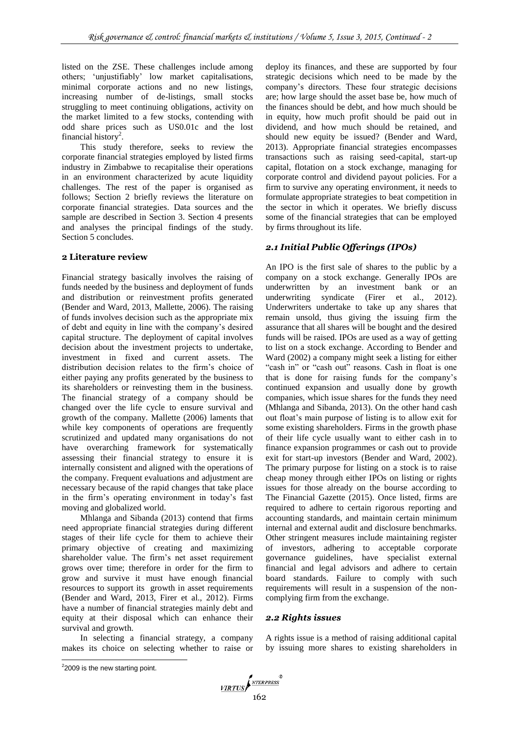listed on the ZSE. These challenges include among others; 'unjustifiably' low market capitalisations, minimal corporate actions and no new listings, increasing number of de-listings, small stocks struggling to meet continuing obligations, activity on the market limited to a few stocks, contending with odd share prices such as US0.01c and the lost financial history[2].

This study therefore, seeks to review the corporate financial strategies employed by listed firms industry in Zimbabwe to recapitalise their operations in an environment characterized by acute liquidity challenges. The rest of the paper is organised as follows; Section 2 briefly reviews the literature on corporate financial strategies. Data sources and the sample are described in Section 3. Section 4 presents and analyses the principal findings of the study. Section 5 concludes.

## 2 Literature review

Financial strategy basically involves the raising of funds needed by the business and deployment of funds and distribution or reinvestment profits generated (Bender and Ward, 2013, Mallette, 2006). The raising of funds involves decision such as the appropriate mix of debt and equity in line with the company's desired capital structure. The deployment of capital involves decision about the investment projects to undertake, investment in fixed and current assets. The distribution decision relates to the firm's choice of either paying any profits generated by the business to its shareholders or reinvesting them in the business. The financial strategy of a company should be changed over the life cycle to ensure survival and growth of the company. Mallette (2006) laments that while key components of operations are frequently scrutinized and updated many organisations do not have overarching framework for systematically assessing their financial strategy to ensure it is internally consistent and aligned with the operations of the company. Frequent evaluations and adjustment are necessary because of the rapid changes that take place in the firm's operating environment in today's fast moving and globalized world.

Mhlanga and Sibanda (2013) contend that firms need appropriate financial strategies during different stages of their life cycle for them to achieve their primary objective of creating and maximizing shareholder value. The firm's net asset requirement grows over time; therefore in order for the firm to grow and survive it must have enough financial resources to support its growth in asset requirements (Bender and Ward, 2013, Firer et al., 2012). Firms have a number of financial strategies mainly debt and equity at their disposal which can enhance their survival and growth.

In selecting a financial strategy, a company makes its choice on selecting whether to raise or deploy its finances, and these are supported by four strategic decisions which need to be made by the company's directors. These four strategic decisions are; how large should the asset base be, how much of the finances should be debt, and how much should be in equity, how much profit should be paid out in dividend, and how much should be retained, and should new equity be issued? (Bender and Ward, 2013). Appropriate financial strategies encompasses transactions such as raising seed-capital, start-up capital, flotation on a stock exchange, managing for corporate control and dividend payout policies. For a firm to survive any operating environment, it needs to formulate appropriate strategies to beat competition in the sector in which it operates. We briefly discuss some of the financial strategies that can be employed by firms throughout its life.

### *2.1 Initial Public Offerings (IPOs)*

An IPO is the first sale of shares to the public by a company on a stock exchange. Generally IPOs are underwritten by an investment bank or an underwriting syndicate (Firer et al., 2012). Underwriters undertake to take up any shares that remain unsold, thus giving the issuing firm the assurance that all shares will be bought and the desired funds will be raised. IPOs are used as a way of getting to list on a stock exchange. According to Bender and Ward (2002) a company might seek a listing for either "cash in" or "cash out" reasons. Cash in float is one that is done for raising funds for the company's continued expansion and usually done by growth companies, which issue shares for the funds they need (Mhlanga and Sibanda, 2013). On the other hand cash out float's main purpose of listing is to allow exit for some existing shareholders. Firms in the growth phase of their life cycle usually want to either cash in to finance expansion programmes or cash out to provide exit for start-up investors (Bender and Ward, 2002). The primary purpose for listing on a stock is to raise cheap money through either IPOs on listing or rights issues for those already on the bourse according to The Financial Gazette (2015). Once listed, firms are required to adhere to certain rigorous reporting and accounting standards, and maintain certain minimum internal and external audit and disclosure benchmarks. Other stringent measures include maintaining register of investors, adhering to acceptable corporate governance guidelines, have specialist external financial and legal advisors and adhere to certain board standards. Failure to comply with such requirements will result in a suspension of the non-complying firm from the exchange.

### *2.2 Rights issues*

A rights issue is a method of raising additional capital by issuing more shares to existing shareholders in

---

[2] 2009 is the new starting point.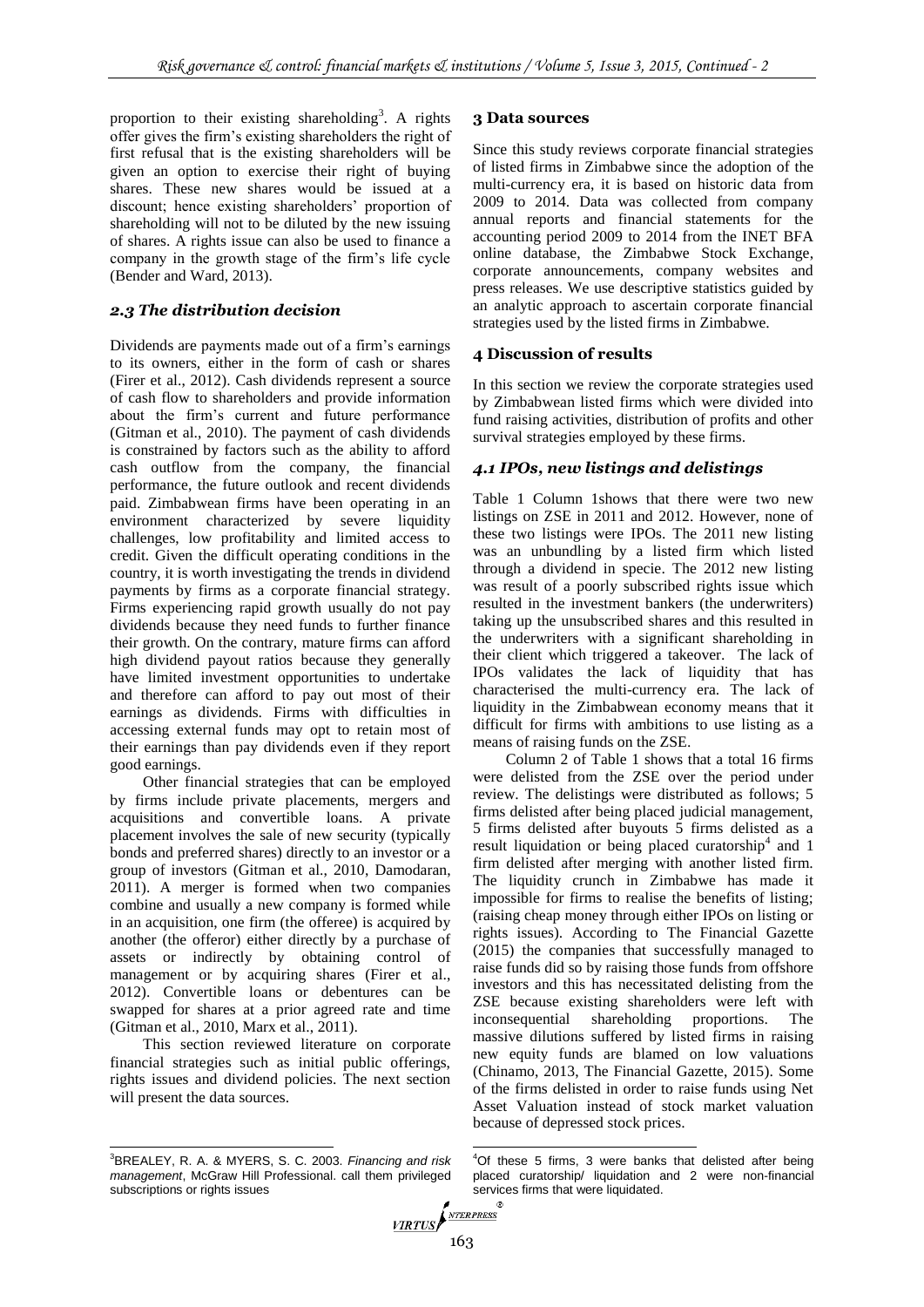proportion to their existing shareholding[3]. A rights offer gives the firm's existing shareholders the right of first refusal that is the existing shareholders will be given an option to exercise their right of buying shares. These new shares would be issued at a discount; hence existing shareholders' proportion of shareholding will not to be diluted by the new issuing of shares. A rights issue can also be used to finance a company in the growth stage of the firm's life cycle (Bender and Ward, 2013).

### *2.3 The distribution decision*

Dividends are payments made out of a firm's earnings to its owners, either in the form of cash or shares (Firer et al., 2012). Cash dividends represent a source of cash flow to shareholders and provide information about the firm's current and future performance (Gitman et al., 2010). The payment of cash dividends is constrained by factors such as the ability to afford cash outflow from the company, the financial performance, the future outlook and recent dividends paid. Zimbabwean firms have been operating in an environment characterized by severe liquidity challenges, low profitability and limited access to credit. Given the difficult operating conditions in the country, it is worth investigating the trends in dividend payments by firms as a corporate financial strategy. Firms experiencing rapid growth usually do not pay dividends because they need funds to further finance their growth. On the contrary, mature firms can afford high dividend payout ratios because they generally have limited investment opportunities to undertake and therefore can afford to pay out most of their earnings as dividends. Firms with difficulties in accessing external funds may opt to retain most of their earnings than pay dividends even if they report good earnings.

Other financial strategies that can be employed by firms include private placements, mergers and acquisitions and convertible loans. A private placement involves the sale of new security (typically bonds and preferred shares) directly to an investor or a group of investors (Gitman et al., 2010, Damodaran, 2011). A merger is formed when two companies combine and usually a new company is formed while in an acquisition, one firm (the offeree) is acquired by another (the offeror) either directly by a purchase of assets or indirectly by obtaining control of management or by acquiring shares (Firer et al., 2012). Convertible loans or debentures can be swapped for shares at a prior agreed rate and time (Gitman et al., 2010, Marx et al., 2011).

This section reviewed literature on corporate financial strategies such as initial public offerings, rights issues and dividend policies. The next section will present the data sources.

## 3 Data sources

Since this study reviews corporate financial strategies of listed firms in Zimbabwe since the adoption of the multi-currency era, it is based on historic data from 2009 to 2014. Data was collected from company annual reports and financial statements for the accounting period 2009 to 2014 from the INET BFA online database, the Zimbabwe Stock Exchange, corporate announcements, company websites and press releases. We use descriptive statistics guided by an analytic approach to ascertain corporate financial strategies used by the listed firms in Zimbabwe.

## 4 Discussion of results

In this section we review the corporate strategies used by Zimbabwean listed firms which were divided into fund raising activities, distribution of profits and other survival strategies employed by these firms.

### *4.1 IPOs, new listings and delistings*

Table 1 Column 1shows that there were two new listings on ZSE in 2011 and 2012. However, none of these two listings were IPOs. The 2011 new listing was an unbundling by a listed firm which listed through a dividend in specie. The 2012 new listing was result of a poorly subscribed rights issue which resulted in the investment bankers (the underwriters) taking up the unsubscribed shares and this resulted in the underwriters with a significant shareholding in their client which triggered a takeover. The lack of IPOs validates the lack of liquidity that has characterised the multi-currency era. The lack of liquidity in the Zimbabwean economy means that it difficult for firms with ambitions to use listing as a means of raising funds on the ZSE.

Column 2 of Table 1 shows that a total 16 firms were delisted from the ZSE over the period under review. The delistings were distributed as follows; 5 firms delisted after being placed judicial management, 5 firms delisted after buyouts 5 firms delisted as a result liquidation or being placed curatorship[4] and 1 firm delisted after merging with another listed firm. The liquidity crunch in Zimbabwe has made it impossible for firms to realise the benefits of listing; (raising cheap money through either IPOs on listing or rights issues). According to The Financial Gazette (2015) the companies that successfully managed to raise funds did so by raising those funds from offshore investors and this has necessitated delisting from the ZSE because existing shareholders were left with inconsequential shareholding proportions. The massive dilutions suffered by listed firms in raising new equity funds are blamed on low valuations (Chinamo, 2013, The Financial Gazette, 2015). Some of the firms delisted in order to raise funds using Net Asset Valuation instead of stock market valuation because of depressed stock prices.

---

[3] BREALEY, R. A. & MYERS, S. C. 2003. *Financing and risk management*, McGraw Hill Professional. call them privileged subscriptions or rights issues

[4] Of these 5 firms, 3 were banks that delisted after being placed curatorship/ liquidation and 2 were non-financial services firms that were liquidated.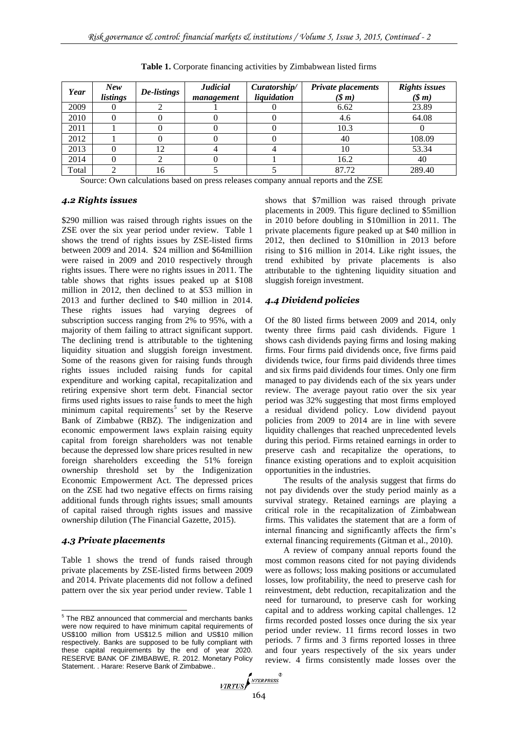**Table 1.** Corporate financing activities by Zimbabwean listed firms

| Year | New listings | De-listings | Judicial management | Curatorship/ liquidation | Private placements ($ m) | Rights issues ($ m) |
|---|---|---|---|---|---|---|
| 2009 | 0 | 2 | 1 | 0 | 6.62 | 23.89 |
| 2010 | 0 | 0 | 0 | 0 | 4.6 | 64.08 |
| 2011 | 1 | 0 | 0 | 0 | 10.3 | 0 |
| 2012 | 1 | 0 | 0 | 0 | 40 | 108.09 |
| 2013 | 0 | 12 | 4 | 4 | 10 | 53.34 |
| 2014 | 0 | 2 | 0 | 1 | 16.2 | 40 |
| Total | 2 | 16 | 5 | 5 | 87.72 | 289.40 |

Source: Own calculations based on press releases company annual reports and the ZSE

### *4.2 Rights issues*

$290 million was raised through rights issues on the ZSE over the six year period under review. Table 1 shows the trend of rights issues by ZSE-listed firms between 2009 and 2014. $24 million and $64milliion were raised in 2009 and 2010 respectively through rights issues. There were no rights issues in 2011. The table shows that rights issues peaked up at $108 million in 2012, then declined to at $53 million in 2013 and further declined to $40 million in 2014. These rights issues had varying degrees of subscription success ranging from 2% to 95%, with a majority of them failing to attract significant support. The declining trend is attributable to the tightening liquidity situation and sluggish foreign investment. Some of the reasons given for raising funds through rights issues included raising funds for capital expenditure and working capital, recapitalization and retiring expensive short term debt. Financial sector firms used rights issues to raise funds to meet the high minimum capital requirements[5] set by the Reserve Bank of Zimbabwe (RBZ). The indigenization and economic empowerment laws explain raising equity capital from foreign shareholders was not tenable because the depressed low share prices resulted in new foreign shareholders exceeding the 51% foreign ownership threshold set by the Indigenization Economic Empowerment Act. The depressed prices on the ZSE had two negative effects on firms raising additional funds through rights issues; small amounts of capital raised through rights issues and massive ownership dilution (The Financial Gazette, 2015).

### *4.3 Private placements*

Table 1 shows the trend of funds raised through private placements by ZSE-listed firms between 2009 and 2014. Private placements did not follow a defined pattern over the six year period under review. Table 1 shows that $7million was raised through private placements in 2009. This figure declined to $5million in 2010 before doubling in $10million in 2011. The private placements figure peaked up at $40 million in 2012, then declined to $10million in 2013 before rising to $16 million in 2014. Like right issues, the trend exhibited by private placements is also attributable to the tightening liquidity situation and sluggish foreign investment.

### *4.4 Dividend policies*

Of the 80 listed firms between 2009 and 2014, only twenty three firms paid cash dividends. Figure 1 shows cash dividends paying firms and losing making firms. Four firms paid dividends once, five firms paid dividends twice, four firms paid dividends three times and six firms paid dividends four times. Only one firm managed to pay dividends each of the six years under review. The average payout ratio over the six year period was 32% suggesting that most firms employed a residual dividend policy. Low dividend payout policies from 2009 to 2014 are in line with severe liquidity challenges that reached unprecedented levels during this period. Firms retained earnings in order to preserve cash and recapitalize the operations, to finance existing operations and to exploit acquisition opportunities in the industries.

The results of the analysis suggest that firms do not pay dividends over the study period mainly as a survival strategy. Retained earnings are playing a critical role in the recapitalization of Zimbabwean firms. This validates the statement that are a form of internal financing and significantly affects the firm's external financing requirements (Gitman et al., 2010).

A review of company annual reports found the most common reasons cited for not paying dividends were as follows; loss making positions or accumulated losses, low profitability, the need to preserve cash for reinvestment, debt reduction, recapitalization and the need for turnaround, to preserve cash for working capital and to address working capital challenges. 12 firms recorded posted losses once during the six year period under review. 11 firms record losses in two periods. 7 firms and 3 firms reported losses in three and four years respectively of the six years under review. 4 firms consistently made losses over the

[5] The RBZ announced that commercial and merchants banks were now required to have minimum capital requirements of US$100 million from US$12.5 million and US$10 million respectively. Banks are supposed to be fully compliant with these capital requirements by the end of year 2020. RESERVE BANK OF ZIMBABWE, R. 2012. Monetary Policy Statement. . Harare: Reserve Bank of Zimbabwe..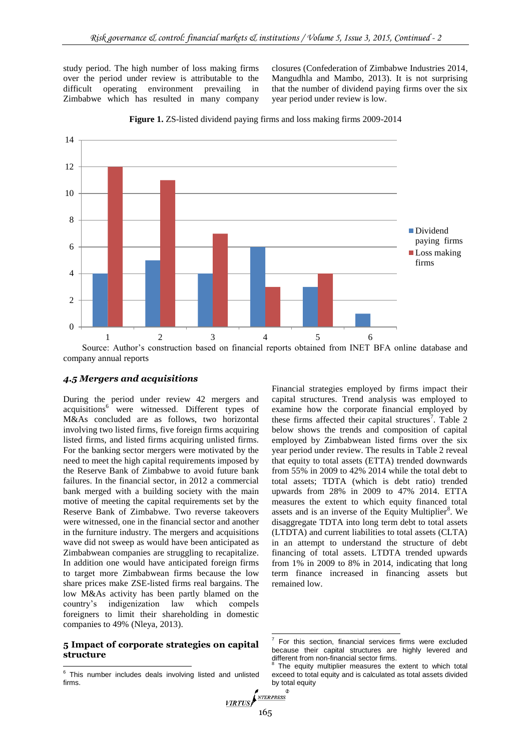study period. The high number of loss making firms over the period under review is attributable to the difficult operating environment prevailing in Zimbabwe which has resulted in many company closures (Confederation of Zimbabwe Industries 2014, Mangudhla and Mambo, 2013). It is not surprising that the number of dividend paying firms over the six year period under review is low.

**Figure 1.** ZS-listed dividend paying firms and loss making firms 2009-2014

| | 1 | 2 | 3 | 4 | 5 | 6 |
|---|---|---|---|---|---|---|
| Dividend paying firms | 4 | 5 | 4 | 6 | 3 | 1 |
| Loss making firms | 12 | 11 | 7 | 3 | 4 | |

Source: Author's construction based on financial reports obtained from INET BFA online database and company annual reports

### *4.5 Mergers and acquisitions*

During the period under review 42 mergers and acquisitions[6] were witnessed. Different types of M&As concluded are as follows, two horizontal involving two listed firms, five foreign firms acquiring listed firms, and listed firms acquiring unlisted firms. For the banking sector mergers were motivated by the need to meet the high capital requirements imposed by the Reserve Bank of Zimbabwe to avoid future bank failures. In the financial sector, in 2012 a commercial bank merged with a building society with the main motive of meeting the capital requirements set by the Reserve Bank of Zimbabwe. Two reverse takeovers were witnessed, one in the financial sector and another in the furniture industry. The mergers and acquisitions wave did not sweep as would have been anticipated as Zimbabwean companies are struggling to recapitalize. In addition one would have anticipated foreign firms to target more Zimbabwean firms because the low share prices make ZSE-listed firms real bargains. The low M&As activity has been partly blamed on the country's indigenization law which compels foreigners to limit their shareholding in domestic companies to 49% (Nleya, 2013).

## 5 Impact of corporate strategies on capital structure

Financial strategies employed by firms impact their capital structures. Trend analysis was employed to examine how the corporate financial employed by these firms affected their capital structures[7]. Table 2 below shows the trends and composition of capital employed by Zimbabwean listed firms over the six year period under review. The results in Table 2 reveal that equity to total assets (ETTA) trended downwards from 55% in 2009 to 42% 2014 while the total debt to total assets; TDTA (which is debt ratio) trended upwards from 28% in 2009 to 47% 2014. ETTA measures the extent to which equity financed total assets and is an inverse of the Equity Multiplier[8]. We disaggregate TDTA into long term debt to total assets (LTDTA) and current liabilities to total assets (CLTA) in an attempt to understand the structure of debt financing of total assets. LTDTA trended upwards from 1% in 2009 to 8% in 2014, indicating that long term finance increased in financing assets but remained low.

---

[6] This number includes deals involving listed and unlisted firms.

[7] For this section, financial services firms were excluded because their capital structures are highly levered and different from non-financial sector firms.

[8] The equity multiplier measures the extent to which total exceed to total equity and is calculated as total assets divided by total equity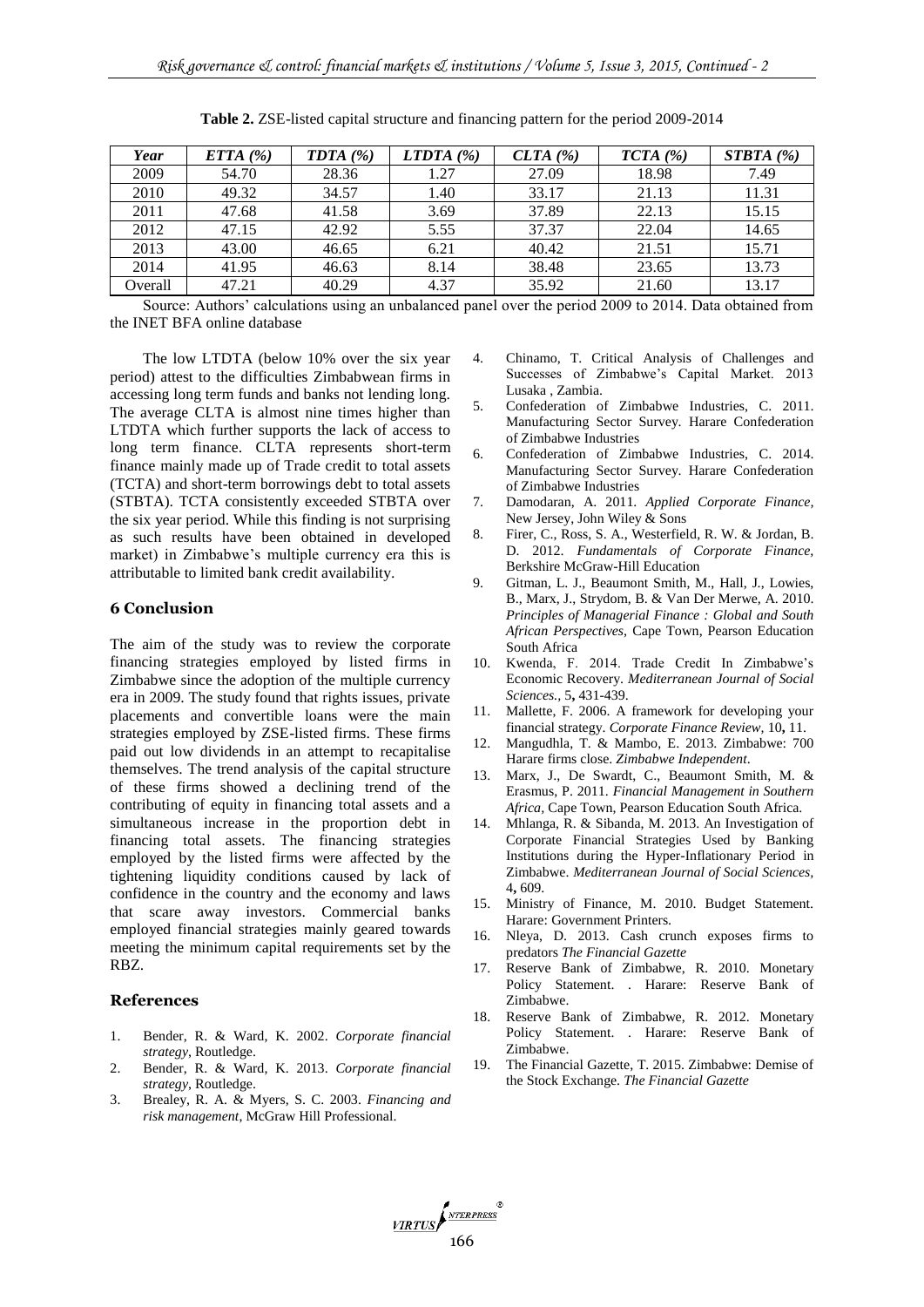**Table 2.** ZSE-listed capital structure and financing pattern for the period 2009-2014

| *Year* | *ETTA (%)* | *TDTA (%)* | *LTDTA (%)* | *CLTA (%)* | *TCTA (%)* | *STBTA (%)* |
|---|---|---|---|---|---|---|
| 2009 | 54.70 | 28.36 | 1.27 | 27.09 | 18.98 | 7.49 |
| 2010 | 49.32 | 34.57 | 1.40 | 33.17 | 21.13 | 11.31 |
| 2011 | 47.68 | 41.58 | 3.69 | 37.89 | 22.13 | 15.15 |
| 2012 | 47.15 | 42.92 | 5.55 | 37.37 | 22.04 | 14.65 |
| 2013 | 43.00 | 46.65 | 6.21 | 40.42 | 21.51 | 15.71 |
| 2014 | 41.95 | 46.63 | 8.14 | 38.48 | 23.65 | 13.73 |
| Overall | 47.21 | 40.29 | 4.37 | 35.92 | 21.60 | 13.17 |

Source: Authors' calculations using an unbalanced panel over the period 2009 to 2014. Data obtained from the INET BFA online database

The low LTDTA (below 10% over the six year period) attest to the difficulties Zimbabwean firms in accessing long term funds and banks not lending long. The average CLTA is almost nine times higher than LTDTA which further supports the lack of access to long term finance. CLTA represents short-term finance mainly made up of Trade credit to total assets (TCTA) and short-term borrowings debt to total assets (STBTA). TCTA consistently exceeded STBTA over the six year period. While this finding is not surprising as such results have been obtained in developed market) in Zimbabwe's multiple currency era this is attributable to limited bank credit availability.

## 6 Conclusion

The aim of the study was to review the corporate financing strategies employed by listed firms in Zimbabwe since the adoption of the multiple currency era in 2009. The study found that rights issues, private placements and convertible loans were the main strategies employed by ZSE-listed firms. These firms paid out low dividends in an attempt to recapitalise themselves. The trend analysis of the capital structure of these firms showed a declining trend of the contributing of equity in financing total assets and a simultaneous increase in the proportion debt in financing total assets. The financing strategies employed by the listed firms were affected by the tightening liquidity conditions caused by lack of confidence in the country and the economy and laws that scare away investors. Commercial banks employed financial strategies mainly geared towards meeting the minimum capital requirements set by the RBZ.

## References

1. Bender, R. & Ward, K. 2002. *Corporate financial strategy*, Routledge.
2. Bender, R. & Ward, K. 2013. *Corporate financial strategy*, Routledge.
3. Brealey, R. A. & Myers, S. C. 2003. *Financing and risk management*, McGraw Hill Professional.
4. Chinamo, T. Critical Analysis of Challenges and Successes of Zimbabwe's Capital Market. 2013 Lusaka , Zambia.
5. Confederation of Zimbabwe Industries, C. 2011. Manufacturing Sector Survey. Harare Confederation of Zimbabwe Industries
6. Confederation of Zimbabwe Industries, C. 2014. Manufacturing Sector Survey. Harare Confederation of Zimbabwe Industries
7. Damodaran, A. 2011. *Applied Corporate Finance*, New Jersey, John Wiley & Sons
8. Firer, C., Ross, S. A., Westerfield, R. W. & Jordan, B. D. 2012. *Fundamentals of Corporate Finance*, Berkshire McGraw-Hill Education
9. Gitman, L. J., Beaumont Smith, M., Hall, J., Lowies, B., Marx, J., Strydom, B. & Van Der Merwe, A. 2010. *Principles of Managerial Finance : Global and South African Perspectives*, Cape Town, Pearson Education South Africa
10. Kwenda, F. 2014. Trade Credit In Zimbabwe's Economic Recovery. *Mediterranean Journal of Social Sciences.*, 5**,** 431-439.
11. Mallette, F. 2006. A framework for developing your financial strategy. *Corporate Finance Review,* 10**,** 11.
12. Mangudhla, T. & Mambo, E. 2013. Zimbabwe: 700 Harare firms close. *Zimbabwe Independent*.
13. Marx, J., De Swardt, C., Beaumont Smith, M. & Erasmus, P. 2011. *Financial Management in Southern Africa*, Cape Town, Pearson Education South Africa.
14. Mhlanga, R. & Sibanda, M. 2013. An Investigation of Corporate Financial Strategies Used by Banking Institutions during the Hyper-Inflationary Period in Zimbabwe. *Mediterranean Journal of Social Sciences,* 4**,** 609.
15. Ministry of Finance, M. 2010. Budget Statement. Harare: Government Printers.
16. Nleya, D. 2013. Cash crunch exposes firms to predators *The Financial Gazette*
17. Reserve Bank of Zimbabwe, R. 2010. Monetary Policy Statement. . Harare: Reserve Bank of Zimbabwe.
18. Reserve Bank of Zimbabwe, R. 2012. Monetary Policy Statement. . Harare: Reserve Bank of Zimbabwe.
19. The Financial Gazette, T. 2015. Zimbabwe: Demise of the Stock Exchange. *The Financial Gazette*